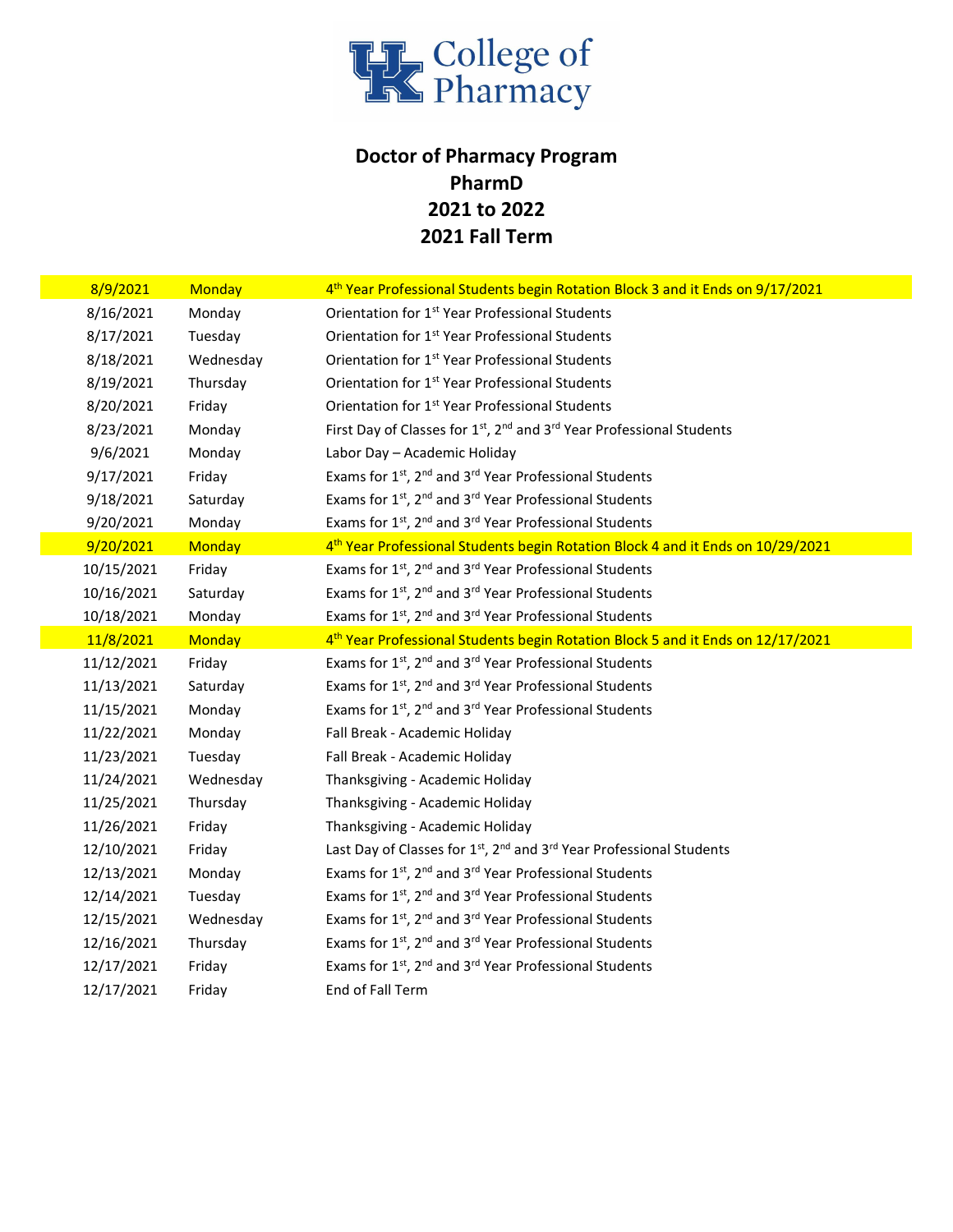# College of Pharmacy

## Doctor of Pharmacy Program
## PharmD
## 2021 to 2022
## 2021 Fall Term

| Date | Day | Event |
|---|---|---|
| 8/9/2021 | Monday | 4th Year Professional Students begin Rotation Block 3 and it Ends on 9/17/2021 |
| 8/16/2021 | Monday | Orientation for 1st Year Professional Students |
| 8/17/2021 | Tuesday | Orientation for 1st Year Professional Students |
| 8/18/2021 | Wednesday | Orientation for 1st Year Professional Students |
| 8/19/2021 | Thursday | Orientation for 1st Year Professional Students |
| 8/20/2021 | Friday | Orientation for 1st Year Professional Students |
| 8/23/2021 | Monday | First Day of Classes for 1st, 2nd and 3rd Year Professional Students |
| 9/6/2021 | Monday | Labor Day – Academic Holiday |
| 9/17/2021 | Friday | Exams for 1st, 2nd and 3rd Year Professional Students |
| 9/18/2021 | Saturday | Exams for 1st, 2nd and 3rd Year Professional Students |
| 9/20/2021 | Monday | Exams for 1st, 2nd and 3rd Year Professional Students |
| 9/20/2021 | Monday | 4th Year Professional Students begin Rotation Block 4 and it Ends on 10/29/2021 |
| 10/15/2021 | Friday | Exams for 1st, 2nd and 3rd Year Professional Students |
| 10/16/2021 | Saturday | Exams for 1st, 2nd and 3rd Year Professional Students |
| 10/18/2021 | Monday | Exams for 1st, 2nd and 3rd Year Professional Students |
| 11/8/2021 | Monday | 4th Year Professional Students begin Rotation Block 5 and it Ends on 12/17/2021 |
| 11/12/2021 | Friday | Exams for 1st, 2nd and 3rd Year Professional Students |
| 11/13/2021 | Saturday | Exams for 1st, 2nd and 3rd Year Professional Students |
| 11/15/2021 | Monday | Exams for 1st, 2nd and 3rd Year Professional Students |
| 11/22/2021 | Monday | Fall Break - Academic Holiday |
| 11/23/2021 | Tuesday | Fall Break - Academic Holiday |
| 11/24/2021 | Wednesday | Thanksgiving - Academic Holiday |
| 11/25/2021 | Thursday | Thanksgiving - Academic Holiday |
| 11/26/2021 | Friday | Thanksgiving - Academic Holiday |
| 12/10/2021 | Friday | Last Day of Classes for 1st, 2nd and 3rd Year Professional Students |
| 12/13/2021 | Monday | Exams for 1st, 2nd and 3rd Year Professional Students |
| 12/14/2021 | Tuesday | Exams for 1st, 2nd and 3rd Year Professional Students |
| 12/15/2021 | Wednesday | Exams for 1st, 2nd and 3rd Year Professional Students |
| 12/16/2021 | Thursday | Exams for 1st, 2nd and 3rd Year Professional Students |
| 12/17/2021 | Friday | Exams for 1st, 2nd and 3rd Year Professional Students |
| 12/17/2021 | Friday | End of Fall Term |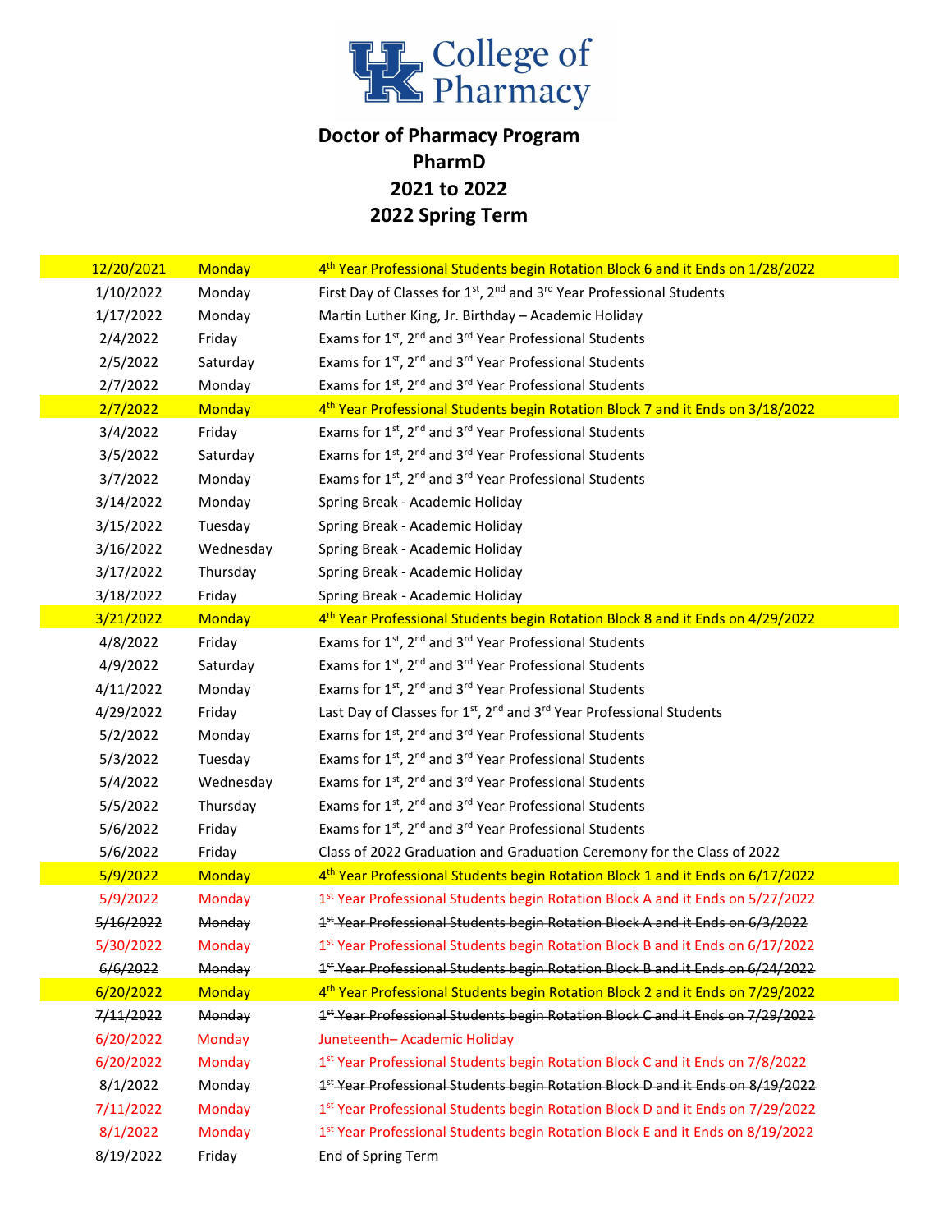# Doctor of Pharmacy Program
## PharmD
## 2021 to 2022
## 2022 Spring Term

| | | |
|---|---|---|
| 12/20/2021 | Monday | 4th Year Professional Students begin Rotation Block 6 and it Ends on 1/28/2022 |
| 1/10/2022 | Monday | First Day of Classes for 1st, 2nd and 3rd Year Professional Students |
| 1/17/2022 | Monday | Martin Luther King, Jr. Birthday – Academic Holiday |
| 2/4/2022 | Friday | Exams for 1st, 2nd and 3rd Year Professional Students |
| 2/5/2022 | Saturday | Exams for 1st, 2nd and 3rd Year Professional Students |
| 2/7/2022 | Monday | Exams for 1st, 2nd and 3rd Year Professional Students |
| 2/7/2022 | Monday | 4th Year Professional Students begin Rotation Block 7 and it Ends on 3/18/2022 |
| 3/4/2022 | Friday | Exams for 1st, 2nd and 3rd Year Professional Students |
| 3/5/2022 | Saturday | Exams for 1st, 2nd and 3rd Year Professional Students |
| 3/7/2022 | Monday | Exams for 1st, 2nd and 3rd Year Professional Students |
| 3/14/2022 | Monday | Spring Break - Academic Holiday |
| 3/15/2022 | Tuesday | Spring Break - Academic Holiday |
| 3/16/2022 | Wednesday | Spring Break - Academic Holiday |
| 3/17/2022 | Thursday | Spring Break - Academic Holiday |
| 3/18/2022 | Friday | Spring Break - Academic Holiday |
| 3/21/2022 | Monday | 4th Year Professional Students begin Rotation Block 8 and it Ends on 4/29/2022 |
| 4/8/2022 | Friday | Exams for 1st, 2nd and 3rd Year Professional Students |
| 4/9/2022 | Saturday | Exams for 1st, 2nd and 3rd Year Professional Students |
| 4/11/2022 | Monday | Exams for 1st, 2nd and 3rd Year Professional Students |
| 4/29/2022 | Friday | Last Day of Classes for 1st, 2nd and 3rd Year Professional Students |
| 5/2/2022 | Monday | Exams for 1st, 2nd and 3rd Year Professional Students |
| 5/3/2022 | Tuesday | Exams for 1st, 2nd and 3rd Year Professional Students |
| 5/4/2022 | Wednesday | Exams for 1st, 2nd and 3rd Year Professional Students |
| 5/5/2022 | Thursday | Exams for 1st, 2nd and 3rd Year Professional Students |
| 5/6/2022 | Friday | Exams for 1st, 2nd and 3rd Year Professional Students |
| 5/6/2022 | Friday | Class of 2022 Graduation and Graduation Ceremony for the Class of 2022 |
| 5/9/2022 | Monday | 4th Year Professional Students begin Rotation Block 1 and it Ends on 6/17/2022 |
| 5/9/2022 | Monday | 1st Year Professional Students begin Rotation Block A and it Ends on 5/27/2022 |
| ~~5/16/2022~~ | ~~Monday~~ | ~~1st Year Professional Students begin Rotation Block A and it Ends on 6/3/2022~~ |
| 5/30/2022 | Monday | 1st Year Professional Students begin Rotation Block B and it Ends on 6/17/2022 |
| ~~6/6/2022~~ | ~~Monday~~ | ~~1st Year Professional Students begin Rotation Block B and it Ends on 6/24/2022~~ |
| 6/20/2022 | Monday | 4th Year Professional Students begin Rotation Block 2 and it Ends on 7/29/2022 |
| ~~7/11/2022~~ | ~~Monday~~ | ~~1st Year Professional Students begin Rotation Block C and it Ends on 7/29/2022~~ |
| 6/20/2022 | Monday | Juneteenth– Academic Holiday |
| 6/20/2022 | Monday | 1st Year Professional Students begin Rotation Block C and it Ends on 7/8/2022 |
| ~~8/1/2022~~ | ~~Monday~~ | ~~1st Year Professional Students begin Rotation Block D and it Ends on 8/19/2022~~ |
| 7/11/2022 | Monday | 1st Year Professional Students begin Rotation Block D and it Ends on 7/29/2022 |
| 8/1/2022 | Monday | 1st Year Professional Students begin Rotation Block E and it Ends on 8/19/2022 |
| 8/19/2022 | Friday | End of Spring Term |